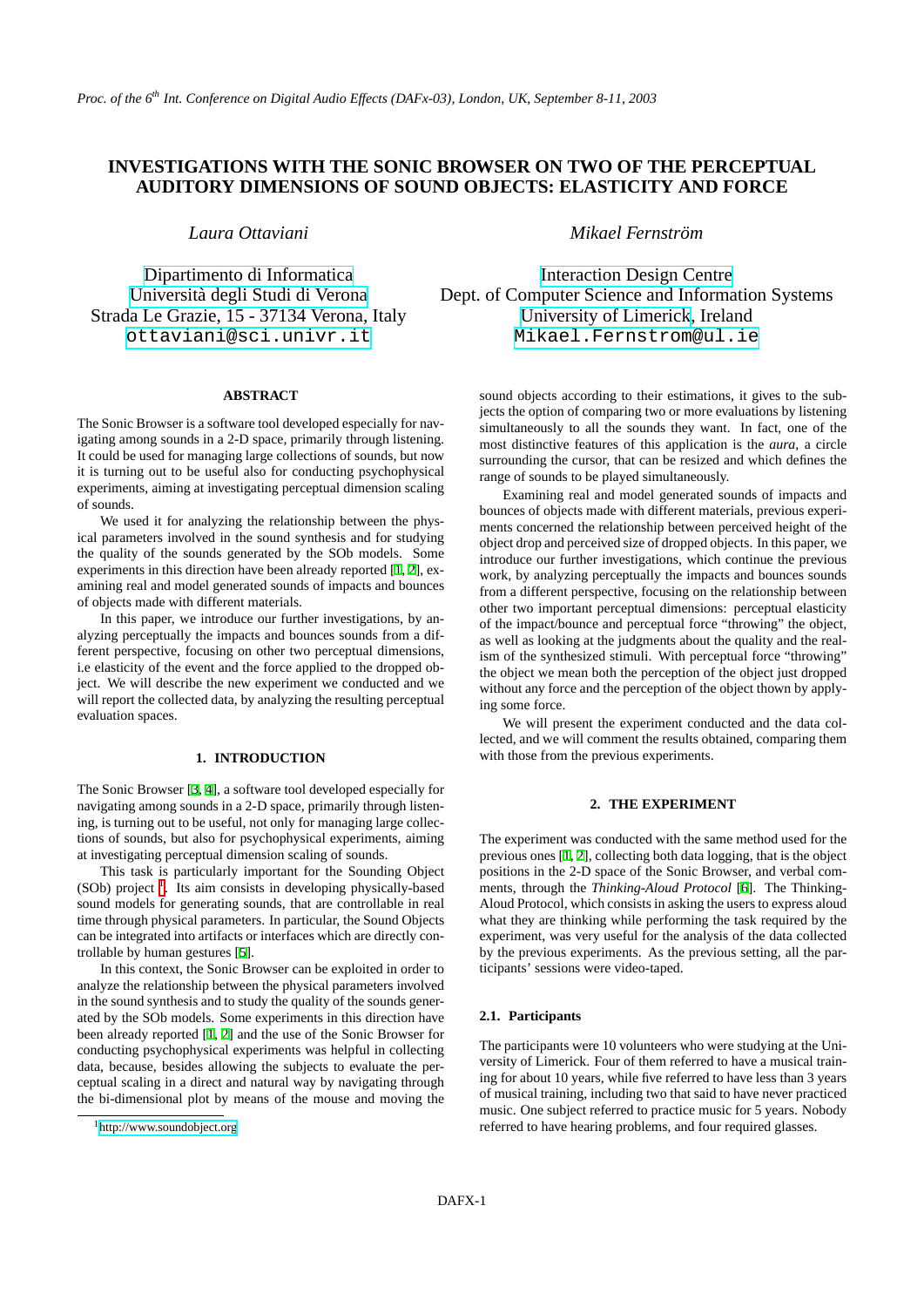# INVESTIGATIONS WITH THE SONIC BROWSER ON TWO OF THE PERCEPTUAL AUDITORY DIMENSIONS OF SOUND OBJECTS: ELASTICITY AND FORCE

*Laura Ottaviani*

Dipartimento di Informatica
Università degli Studi di Verona
Strada Le Grazie, 15 - 37134 Verona, Italy
ottaviani@sci.univr.it

*Mikael Fernström*

Interaction Design Centre
Dept. of Computer Science and Information Systems
University of Limerick, Ireland
Mikael.Fernstrom@ul.ie

## ABSTRACT

The Sonic Browser is a software tool developed especially for navigating among sounds in a 2-D space, primarily through listening. It could be used for managing large collections of sounds, but now it is turning out to be useful also for conducting psychophysical experiments, aiming at investigating perceptual dimension scaling of sounds.

We used it for analyzing the relationship between the physical parameters involved in the sound synthesis and for studying the quality of the sounds generated by the SOb models. Some experiments in this direction have been already reported [1, 2], examining real and model generated sounds of impacts and bounces of objects made with different materials.

In this paper, we introduce our further investigations, by analyzing perceptually the impacts and bounces sounds from a different perspective, focusing on other two perceptual dimensions, i.e elasticity of the event and the force applied to the dropped object. We will describe the new experiment we conducted and we will report the collected data, by analyzing the resulting perceptual evaluation spaces.

## 1. INTRODUCTION

The Sonic Browser [3, 4], a software tool developed especially for navigating among sounds in a 2-D space, primarily through listening, is turning out to be useful, not only for managing large collections of sounds, but also for psychophysical experiments, aiming at investigating perceptual dimension scaling of sounds.

This task is particularly important for the Sounding Object (SOb) project [1]. Its aim consists in developing physically-based sound models for generating sounds, that are controllable in real time through physical parameters. In particular, the Sound Objects can be integrated into artifacts or interfaces which are directly controllable by human gestures [5].

In this context, the Sonic Browser can be exploited in order to analyze the relationship between the physical parameters involved in the sound synthesis and to study the quality of the sounds generated by the SOb models. Some experiments in this direction have been already reported [1, 2] and the use of the Sonic Browser for conducting psychophysical experiments was helpful in collecting data, because, besides allowing the subjects to evaluate the perceptual scaling in a direct and natural way by navigating through the bi-dimensional plot by means of the mouse and moving the sound objects according to their estimations, it gives to the subjects the option of comparing two or more evaluations by listening simultaneously to all the sounds they want. In fact, one of the most distinctive features of this application is the *aura*, a circle surrounding the cursor, that can be resized and which defines the range of sounds to be played simultaneously.

Examining real and model generated sounds of impacts and bounces of objects made with different materials, previous experiments concerned the relationship between perceived height of the object drop and perceived size of dropped objects. In this paper, we introduce our further investigations, which continue the previous work, by analyzing perceptually the impacts and bounces sounds from a different perspective, focusing on the relationship between other two important perceptual dimensions: perceptual elasticity of the impact/bounce and perceptual force "throwing" the object, as well as looking at the judgments about the quality and the realism of the synthesized stimuli. With perceptual force "throwing" the object we mean both the perception of the object just dropped without any force and the perception of the object thown by applying some force.

We will present the experiment conducted and the data collected, and we will comment the results obtained, comparing them with those from the previous experiments.

[1] http://www.soundobject.org

## 2. THE EXPERIMENT

The experiment was conducted with the same method used for the previous ones [1, 2], collecting both data logging, that is the object positions in the 2-D space of the Sonic Browser, and verbal comments, through the *Thinking-Aloud Protocol* [6]. The Thinking-Aloud Protocol, which consists in asking the users to express aloud what they are thinking while performing the task required by the experiment, was very useful for the analysis of the data collected by the previous experiments. As the previous setting, all the participants' sessions were video-taped.

### 2.1. Participants

The participants were 10 volunteers who were studying at the University of Limerick. Four of them referred to have a musical training for about 10 years, while five referred to have less than 3 years of musical training, including two that said to have never practiced music. One subject referred to practice music for 5 years. Nobody referred to have hearing problems, and four required glasses.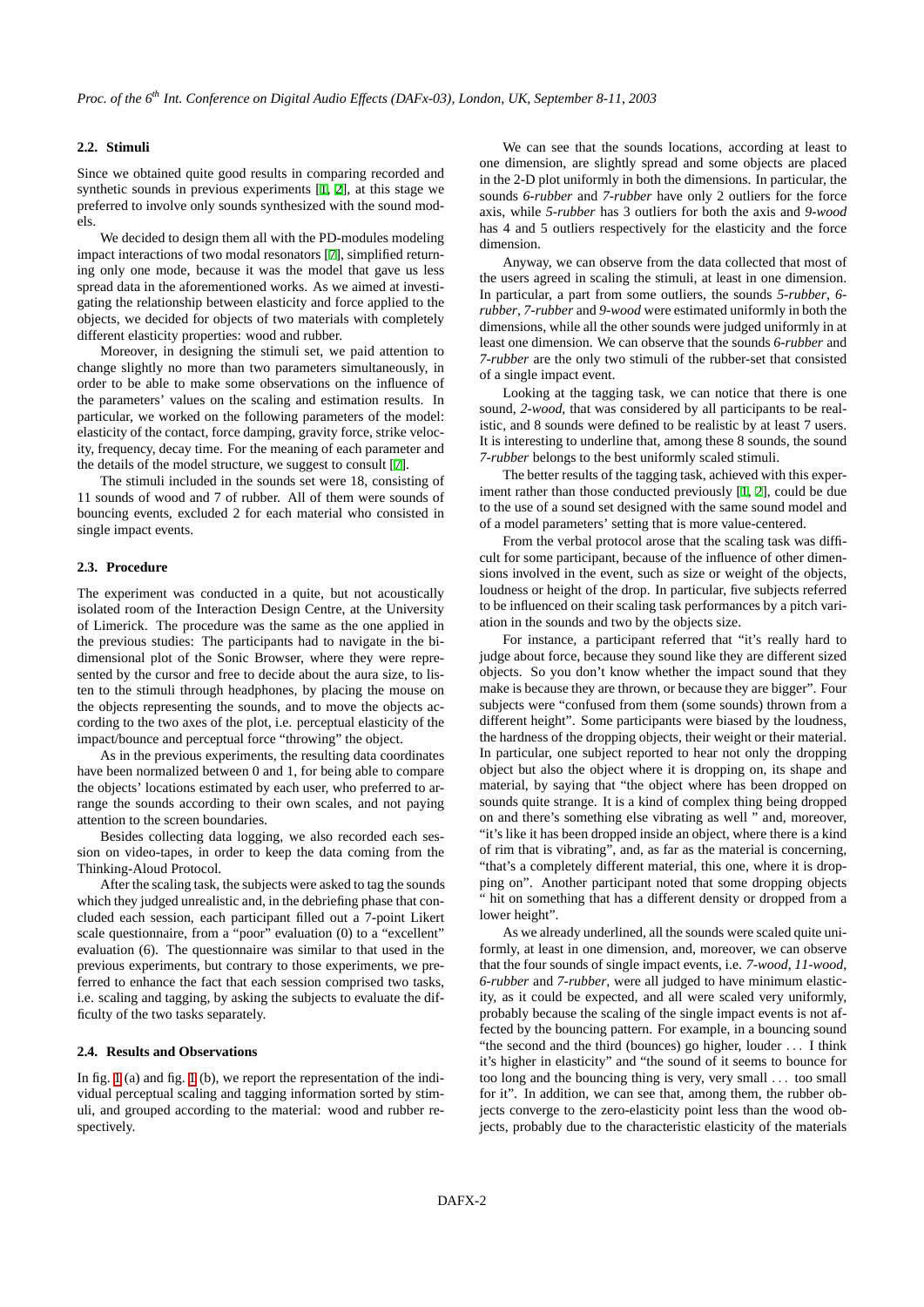### 2.2. Stimuli

Since we obtained quite good results in comparing recorded and synthetic sounds in previous experiments [1, 2], at this stage we preferred to involve only sounds synthesized with the sound models.

We decided to design them all with the PD-modules modeling impact interactions of two modal resonators [7], simplified returning only one mode, because it was the model that gave us less spread data in the aforementioned works. As we aimed at investigating the relationship between elasticity and force applied to the objects, we decided for objects of two materials with completely different elasticity properties: wood and rubber.

Moreover, in designing the stimuli set, we paid attention to change slightly no more than two parameters simultaneously, in order to be able to make some observations on the influence of the parameters' values on the scaling and estimation results. In particular, we worked on the following parameters of the model: elasticity of the contact, force damping, gravity force, strike velocity, frequency, decay time. For the meaning of each parameter and the details of the model structure, we suggest to consult [7].

The stimuli included in the sounds set were 18, consisting of 11 sounds of wood and 7 of rubber. All of them were sounds of bouncing events, excluded 2 for each material who consisted in single impact events.

### 2.3. Procedure

The experiment was conducted in a quite, but not acoustically isolated room of the Interaction Design Centre, at the University of Limerick. The procedure was the same as the one applied in the previous studies: The participants had to navigate in the bidimensional plot of the Sonic Browser, where they were represented by the cursor and free to decide about the aura size, to listen to the stimuli through headphones, by placing the mouse on the objects representing the sounds, and to move the objects according to the two axes of the plot, i.e. perceptual elasticity of the impact/bounce and perceptual force "throwing" the object.

As in the previous experiments, the resulting data coordinates have been normalized between 0 and 1, for being able to compare the objects' locations estimated by each user, who preferred to arrange the sounds according to their own scales, and not paying attention to the screen boundaries.

Besides collecting data logging, we also recorded each session on video-tapes, in order to keep the data coming from the Thinking-Aloud Protocol.

After the scaling task, the subjects were asked to tag the sounds which they judged unrealistic and, in the debriefing phase that concluded each session, each participant filled out a 7-point Likert scale questionnaire, from a "poor" evaluation (0) to a "excellent" evaluation (6). The questionnaire was similar to that used in the previous experiments, but contrary to those experiments, we preferred to enhance the fact that each session comprised two tasks, i.e. scaling and tagging, by asking the subjects to evaluate the difficulty of the two tasks separately.

### 2.4. Results and Observations

In fig. 1 (a) and fig. 1 (b), we report the representation of the individual perceptual scaling and tagging information sorted by stimuli, and grouped according to the material: wood and rubber respectively.

We can see that the sounds locations, according at least to one dimension, are slightly spread and some objects are placed in the 2-D plot uniformly in both the dimensions. In particular, the sounds *6-rubber* and *7-rubber* have only 2 outliers for the force axis, while *5-rubber* has 3 outliers for both the axis and *9-wood* has 4 and 5 outliers respectively for the elasticity and the force dimension.

Anyway, we can observe from the data collected that most of the users agreed in scaling the stimuli, at least in one dimension. In particular, a part from some outliers, the sounds *5-rubber*, *6-rubber*, *7-rubber* and *9-wood* were estimated uniformly in both the dimensions, while all the other sounds were judged uniformly in at least one dimension. We can observe that the sounds *6-rubber* and *7-rubber* are the only two stimuli of the rubber-set that consisted of a single impact event.

Looking at the tagging task, we can notice that there is one sound, *2-wood*, that was considered by all participants to be realistic, and 8 sounds were defined to be realistic by at least 7 users. It is interesting to underline that, among these 8 sounds, the sound *7-rubber* belongs to the best uniformly scaled stimuli.

The better results of the tagging task, achieved with this experiment rather than those conducted previously [1, 2], could be due to the use of a sound set designed with the same sound model and of a model parameters' setting that is more value-centered.

From the verbal protocol arose that the scaling task was difficult for some participant, because of the influence of other dimensions involved in the event, such as size or weight of the objects, loudness or height of the drop. In particular, five subjects referred to be influenced on their scaling task performances by a pitch variation in the sounds and two by the objects size.

For instance, a participant referred that "it's really hard to judge about force, because they sound like they are different sized objects. So you don't know whether the impact sound that they make is because they are thrown, or because they are bigger". Four subjects were "confused from them (some sounds) thrown from a different height". Some participants were biased by the loudness, the hardness of the dropping objects, their weight or their material. In particular, one subject reported to hear not only the dropping object but also the object where it is dropping on, its shape and material, by saying that "the object where has been dropped on sounds quite strange. It is a kind of complex thing being dropped on and there's something else vibrating as well " and, moreover, "it's like it has been dropped inside an object, where there is a kind of rim that is vibrating", and, as far as the material is concerning, "that's a completely different material, this one, where it is dropping on". Another participant noted that some dropping objects " hit on something that has a different density or dropped from a lower height".

As we already underlined, all the sounds were scaled quite uniformly, at least in one dimension, and, moreover, we can observe that the four sounds of single impact events, i.e. *7-wood*, *11-wood*, *6-rubber* and *7-rubber*, were all judged to have minimum elasticity, as it could be expected, and all were scaled very uniformly, probably because the scaling of the single impact events is not affected by the bouncing pattern. For example, in a bouncing sound "the second and the third (bounces) go higher, louder . . . I think it's higher in elasticity" and "the sound of it seems to bounce for too long and the bouncing thing is very, very small . . . too small for it". In addition, we can see that, among them, the rubber objects converge to the zero-elasticity point less than the wood objects, probably due to the characteristic elasticity of the materials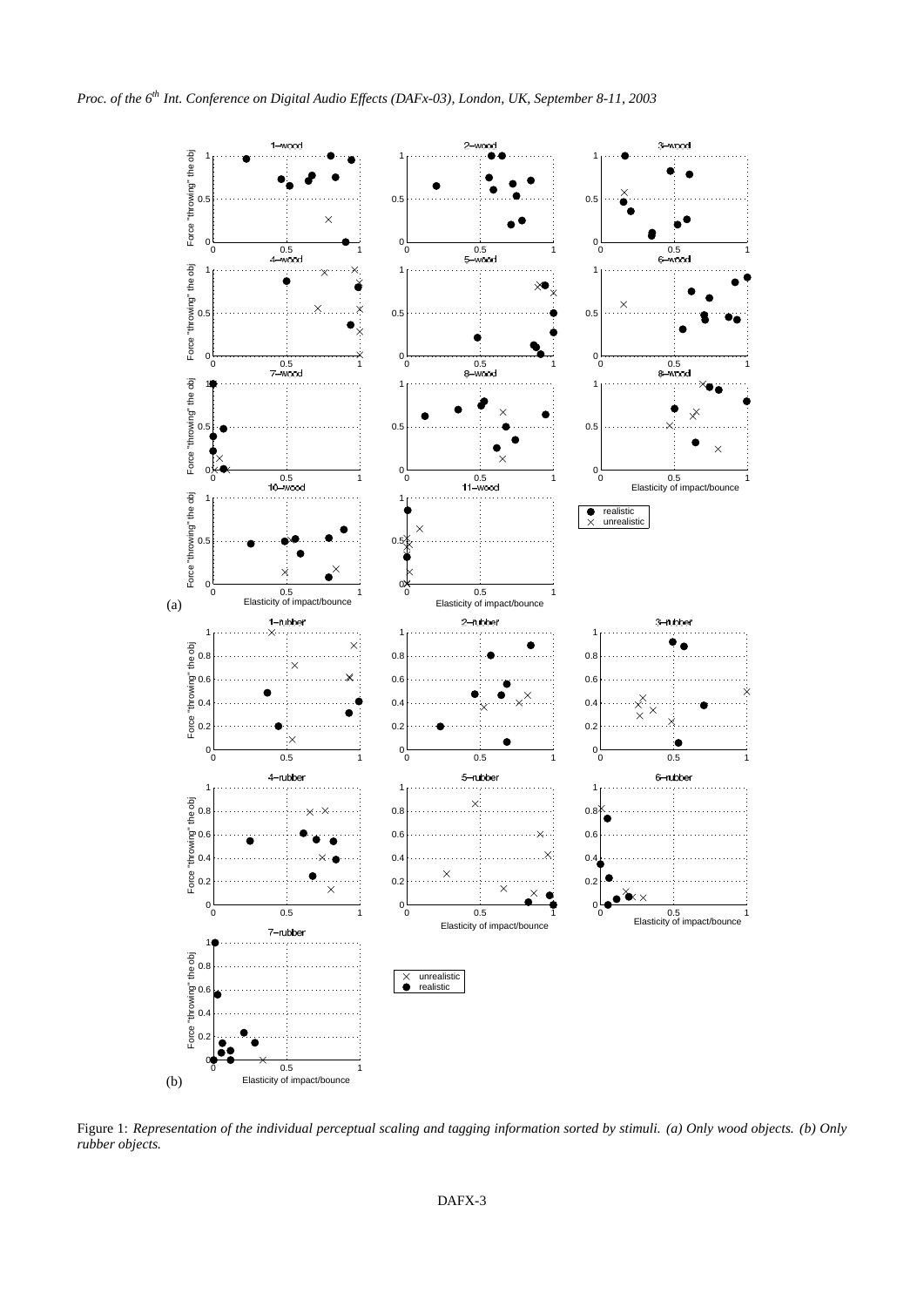Figure 1: *Representation of the individual perceptual scaling and tagging information sorted by stimuli. (a) Only wood objects. (b) Only rubber objects.*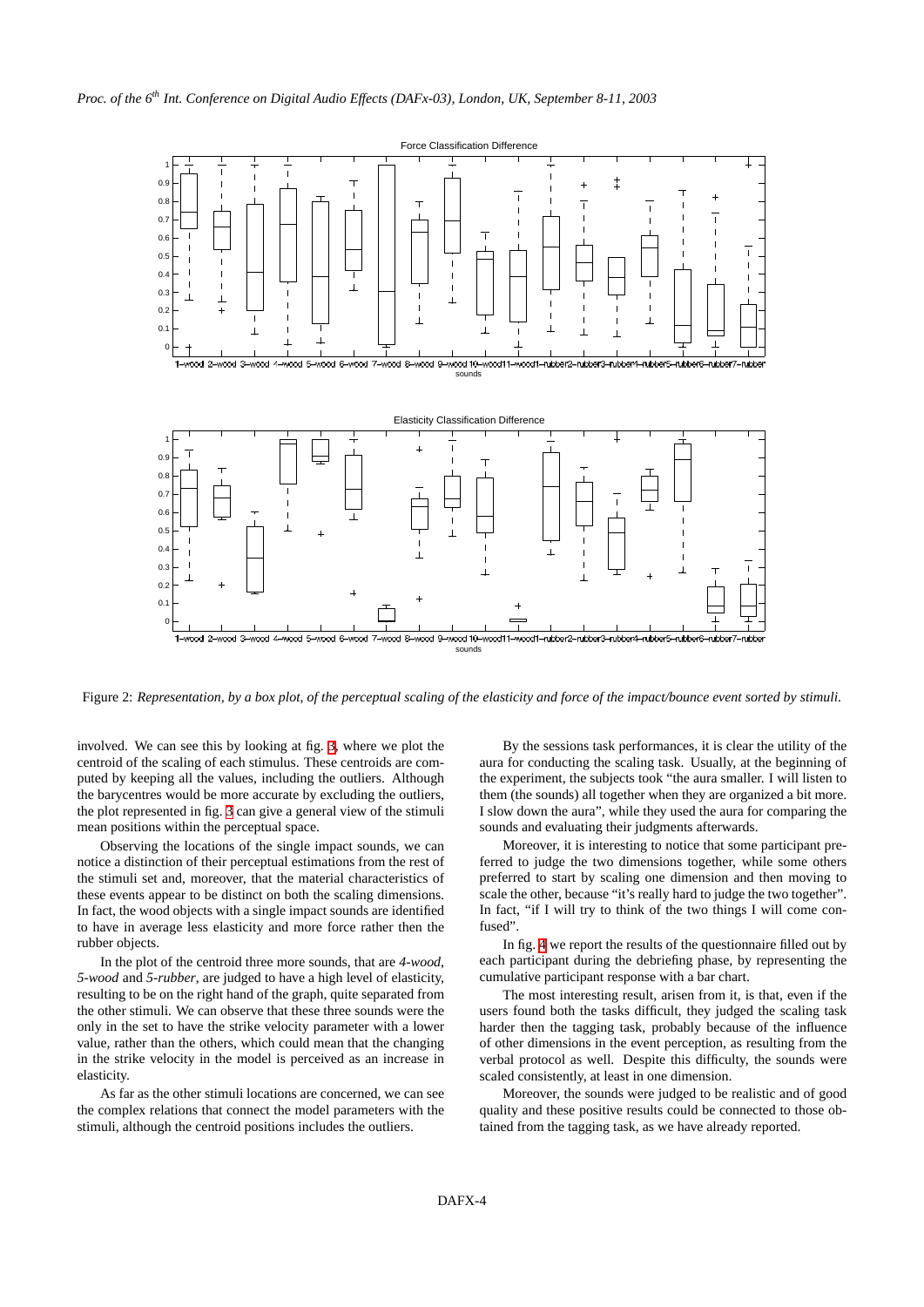Figure 2: *Representation, by a box plot, of the perceptual scaling of the elasticity and force of the impact/bounce event sorted by stimuli.*

involved. We can see this by looking at fig. 3, where we plot the centroid of the scaling of each stimulus. These centroids are computed by keeping all the values, including the outliers. Although the barycentres would be more accurate by excluding the outliers, the plot represented in fig. 3 can give a general view of the stimuli mean positions within the perceptual space.

Observing the locations of the single impact sounds, we can notice a distinction of their perceptual estimations from the rest of the stimuli set and, moreover, that the material characteristics of these events appear to be distinct on both the scaling dimensions. In fact, the wood objects with a single impact sounds are identified to have in average less elasticity and more force rather then the rubber objects.

In the plot of the centroid three more sounds, that are *4-wood*, *5-wood* and *5-rubber*, are judged to have a high level of elasticity, resulting to be on the right hand of the graph, quite separated from the other stimuli. We can observe that these three sounds were the only in the set to have the strike velocity parameter with a lower value, rather than the others, which could mean that the changing in the strike velocity in the model is perceived as an increase in elasticity.

As far as the other stimuli locations are concerned, we can see the complex relations that connect the model parameters with the stimuli, although the centroid positions includes the outliers.

By the sessions task performances, it is clear the utility of the aura for conducting the scaling task. Usually, at the beginning of the experiment, the subjects took "the aura smaller. I will listen to them (the sounds) all together when they are organized a bit more. I slow down the aura", while they used the aura for comparing the sounds and evaluating their judgments afterwards.

Moreover, it is interesting to notice that some participant preferred to judge the two dimensions together, while some others preferred to start by scaling one dimension and then moving to scale the other, because "it's really hard to judge the two together". In fact, "if I will try to think of the two things I will come confused".

In fig. 4 we report the results of the questionnaire filled out by each participant during the debriefing phase, by representing the cumulative participant response with a bar chart.

The most interesting result, arisen from it, is that, even if the users found both the tasks difficult, they judged the scaling task harder then the tagging task, probably because of the influence of other dimensions in the event perception, as resulting from the verbal protocol as well. Despite this difficulty, the sounds were scaled consistently, at least in one dimension.

Moreover, the sounds were judged to be realistic and of good quality and these positive results could be connected to those obtained from the tagging task, as we have already reported.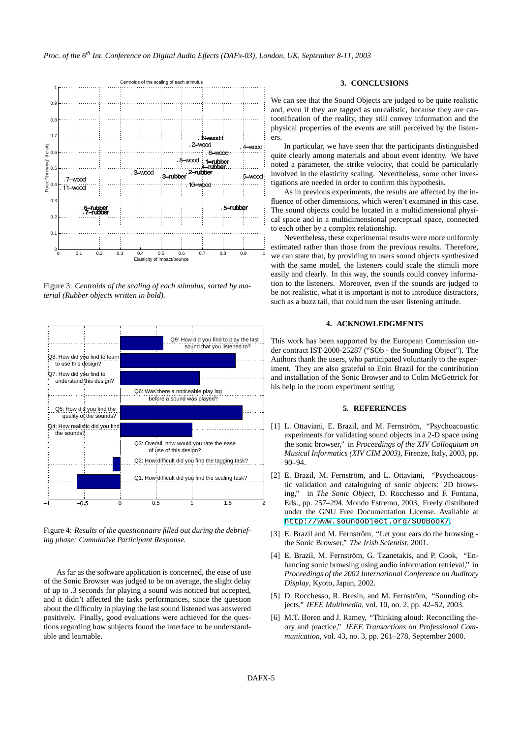Figure 3: *Centroids of the scaling of each stimulus, sorted by material (Rubber objects written in bold).*

Figure 4: *Results of the questionnaire filled out during the debriefing phase: Cumulative Participant Response.*

As far as the software application is concerned, the ease of use of the Sonic Browser was judged to be on average, the slight delay of up to .3 seconds for playing a sound was noticed but accepted, and it didn't affected the tasks performances, since the question about the difficulty in playing the last sound listened was answered positively. Finally, good evaluations were achieved for the questions regarding how subjects found the interface to be understandable and learnable.

## 3. CONCLUSIONS

We can see that the Sound Objects are judged to be quite realistic and, even if they are tagged as unrealistic, because they are cartoonification of the reality, they still convey information and the physical properties of the events are still perceived by the listeners.

In particular, we have seen that the participants distinguished quite clearly among materials and about event identity. We have noted a parameter, the strike velocity, that could be particularly involved in the elasticity scaling. Nevertheless, some other investigations are needed in order to confirm this hypothesis.

As in previous experiments, the results are affected by the influence of other dimensions, which weren't examined in this case. The sound objects could be located in a multidimensional physical space and in a multidimensional perceptual space, connected to each other by a complex relationship.

Nevertheless, these experimental results were more uniformly estimated rather than those from the previous results. Therefore, we can state that, by providing to users sound objects synthesized with the same model, the listeners could scale the stimuli more easily and clearly. In this way, the sounds could convey information to the listeners. Moreover, even if the sounds are judged to be not realistic, what it is important is not to introduce distractors, such as a buzz tail, that could turn the user listening attitude.

## 4. ACKNOWLEDGMENTS

This work has been supported by the European Commission under contract IST-2000-25287 ("SOb - the Sounding Object"). The Authors thank the users, who participated voluntarily to the experiment. They are also grateful to Eoin Brazil for the contribution and installation of the Sonic Browser and to Colm McGettrick for his help in the room experiment setting.

## 5. REFERENCES

[1] L. Ottaviani, E. Brazil, and M. Fernström, "Psychoacoustic experiments for validating sound objects in a 2-D space using the sonic browser," in *Proceedings of the XIV Colloquium on Musical Informatics (XIV CIM 2003)*, Firenze, Italy, 2003, pp. 90–94.

[2] E. Brazil, M. Fernström, and L. Ottaviani, "Psychoacoustic validation and cataloguing of sonic objects: 2D browsing," in *The Sonic Object*, D. Rocchesso and F. Fontana, Eds., pp. 257–294. Mondo Estremo, 2003, Freely distributed under the GNU Free Documentation License. Available at http://www.soundobject.org/SObBook/.

[3] E. Brazil and M. Fernström, "Let your ears do the browsing - the Sonic Browser," *The Irish Scientist*, 2001.

[4] E. Brazil, M. Fernström, G. Tzanetakis, and P. Cook, "Enhancing sonic browsing using audio information retrieval," in *Proceedings of the 2002 International Conference on Auditory Display*, Kyoto, Japan, 2002.

[5] D. Rocchesso, R. Bresin, and M. Fernström, "Sounding objects," *IEEE Multimedia*, vol. 10, no. 2, pp. 42–52, 2003.

[6] M.T. Boren and J. Ramey, "Thinking aloud: Reconciling theory and practice," *IEEE Transactions on Professional Communication*, vol. 43, no. 3, pp. 261–278, September 2000.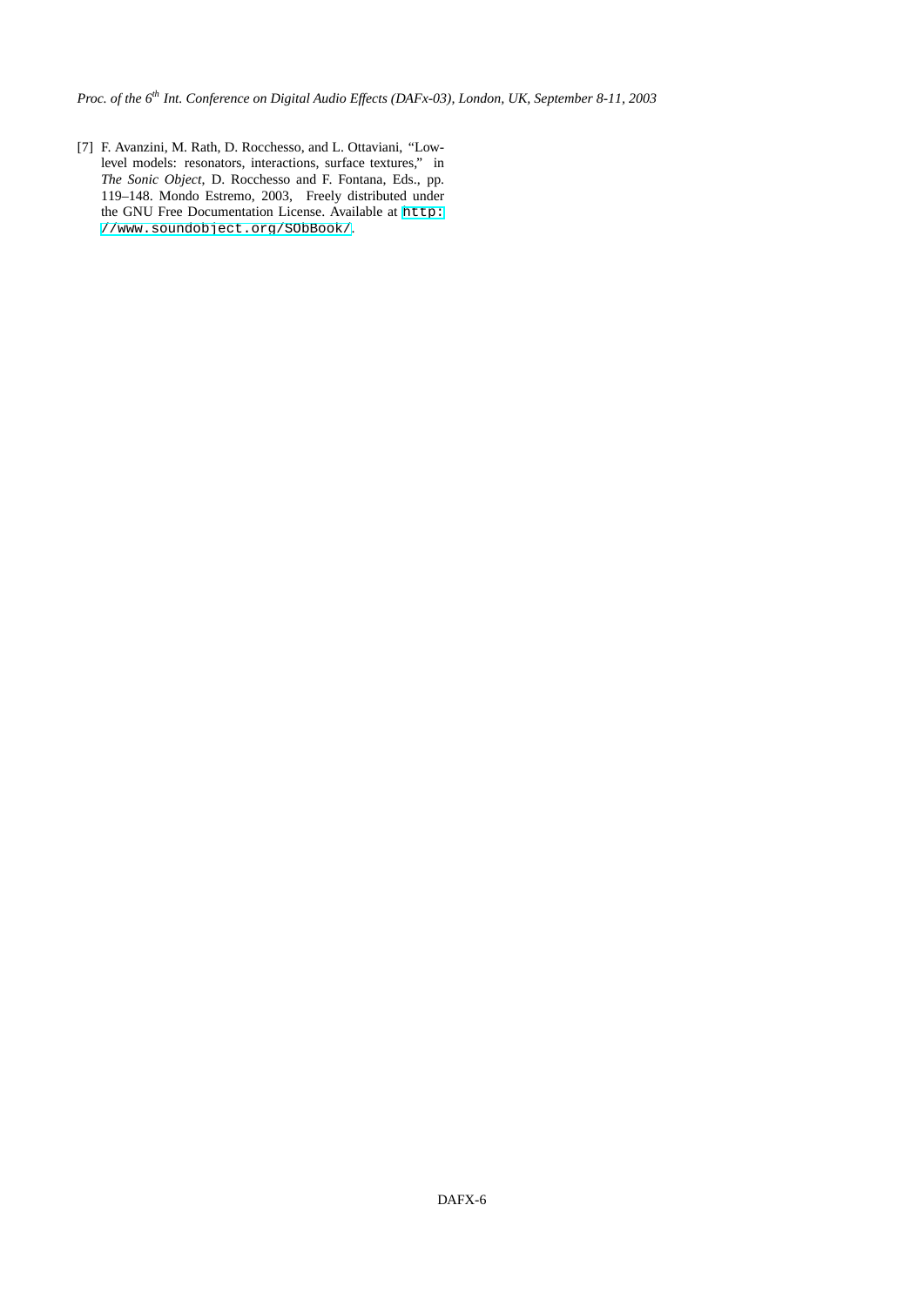[7] F. Avanzini, M. Rath, D. Rocchesso, and L. Ottaviani, "Low-level models: resonators, interactions, surface textures," in *The Sonic Object*, D. Rocchesso and F. Fontana, Eds., pp. 119–148. Mondo Estremo, 2003, Freely distributed under the GNU Free Documentation License. Available at http://www.soundobject.org/SObBook/.